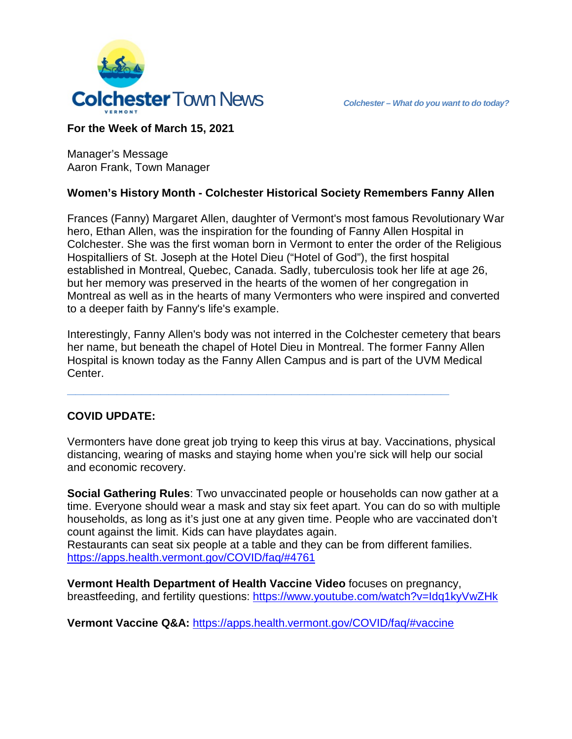# Colchester Town News

VERMONT

*Colchester – What do you want to do today?*

**For the Week of March 15, 2021**

Manager's Message
Aaron Frank, Town Manager

## Women's History Month - Colchester Historical Society Remembers Fanny Allen

Frances (Fanny) Margaret Allen, daughter of Vermont's most famous Revolutionary War hero, Ethan Allen, was the inspiration for the founding of Fanny Allen Hospital in Colchester. She was the first woman born in Vermont to enter the order of the Religious Hospitalliers of St. Joseph at the Hotel Dieu ("Hotel of God"), the first hospital established in Montreal, Quebec, Canada. Sadly, tuberculosis took her life at age 26, but her memory was preserved in the hearts of the women of her congregation in Montreal as well as in the hearts of many Vermonters who were inspired and converted to a deeper faith by Fanny's life's example.

Interestingly, Fanny Allen's body was not interred in the Colchester cemetery that bears her name, but beneath the chapel of Hotel Dieu in Montreal. The former Fanny Allen Hospital is known today as the Fanny Allen Campus and is part of the UVM Medical Center.

---

## COVID UPDATE:

Vermonters have done great job trying to keep this virus at bay. Vaccinations, physical distancing, wearing of masks and staying home when you're sick will help our social and economic recovery.

**Social Gathering Rules**: Two unvaccinated people or households can now gather at a time. Everyone should wear a mask and stay six feet apart. You can do so with multiple households, as long as it's just one at any given time. People who are vaccinated don't count against the limit. Kids can have playdates again.
Restaurants can seat six people at a table and they can be from different families.
https://apps.health.vermont.gov/COVID/faq/#4761

**Vermont Health Department of Health Vaccine Video** focuses on pregnancy, breastfeeding, and fertility questions: https://www.youtube.com/watch?v=Idq1kyVwZHk

**Vermont Vaccine Q&A:** https://apps.health.vermont.gov/COVID/faq/#vaccine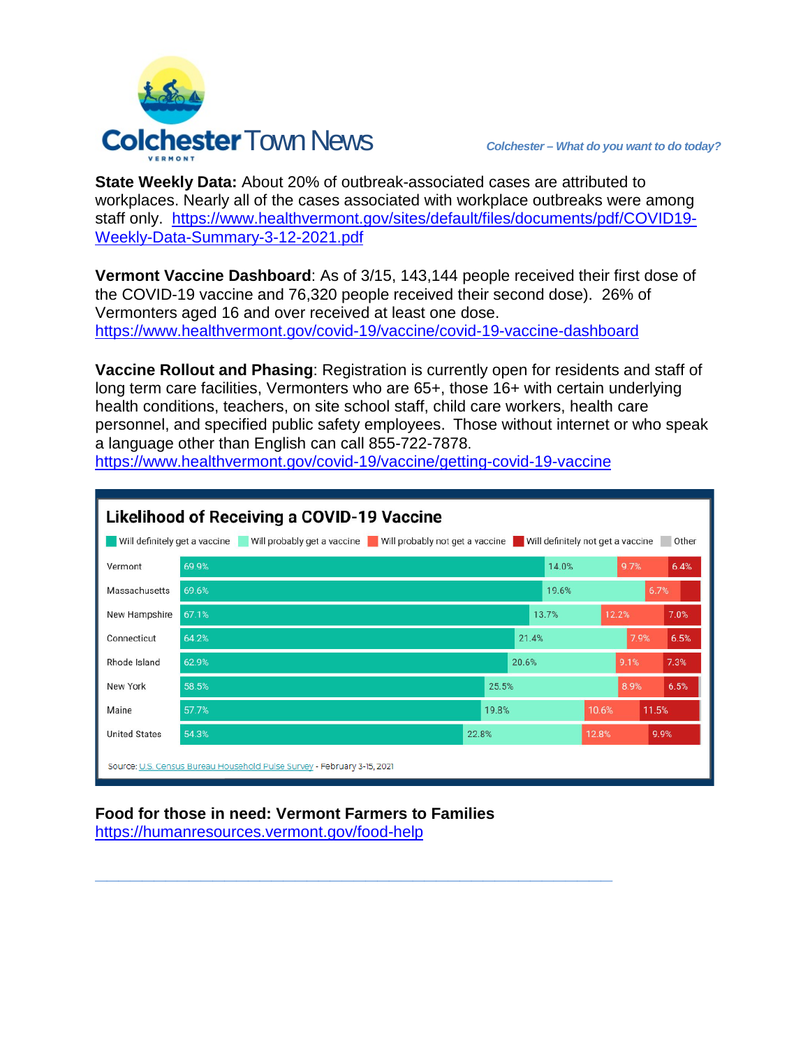**State Weekly Data:** About 20% of outbreak-associated cases are attributed to workplaces. Nearly all of the cases associated with workplace outbreaks were among staff only. https://www.healthvermont.gov/sites/default/files/documents/pdf/COVID19-Weekly-Data-Summary-3-12-2021.pdf

**Vermont Vaccine Dashboard**: As of 3/15, 143,144 people received their first dose of the COVID-19 vaccine and 76,320 people received their second dose). 26% of Vermonters aged 16 and over received at least one dose.
https://www.healthvermont.gov/covid-19/vaccine/covid-19-vaccine-dashboard

**Vaccine Rollout and Phasing**: Registration is currently open for residents and staff of long term care facilities, Vermonters who are 65+, those 16+ with certain underlying health conditions, teachers, on site school staff, child care workers, health care personnel, and specified public safety employees. Those without internet or who speak a language other than English can call 855-722-7878.
https://www.healthvermont.gov/covid-19/vaccine/getting-covid-19-vaccine

**Likelihood of Receiving a COVID-19 Vaccine**

Will definitely get a vaccine
Will probably get a vaccine
Will probably not get a vaccine
Will definitely not get a vaccine
Other

Vermont: 69.9%, 14.0%, 9.7%, 6.4%
Massachusetts: 69.6%, 19.6%, 6.7%
New Hampshire: 67.1%, 13.7%, 12.2%, 7.0%
Connecticut: 64.2%, 21.4%, 7.9%, 6.5%
Rhode Island: 62.9%, 20.6%, 9.1%, 7.3%
New York: 58.5%, 25.5%, 8.9%, 6.5%
Maine: 57.7%, 19.8%, 10.6%, 11.5%
United States: 54.3%, 22.8%, 12.8%, 9.9%

Source: U.S. Census Bureau Household Pulse Survey - February 3-15, 2021

**Food for those in need: Vermont Farmers to Families**
https://humanresources.vermont.gov/food-help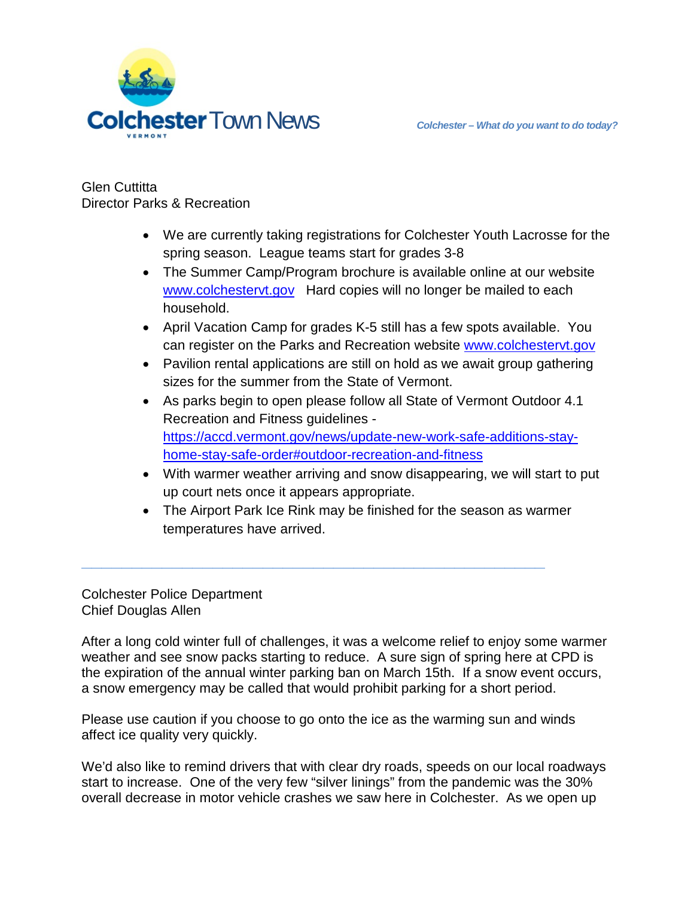Colchester Town News
VERMONT

*Colchester – What do you want to do today?*

Glen Cuttitta
Director Parks & Recreation

- We are currently taking registrations for Colchester Youth Lacrosse for the spring season. League teams start for grades 3-8
- The Summer Camp/Program brochure is available online at our website www.colchestervt.gov Hard copies will no longer be mailed to each household.
- April Vacation Camp for grades K-5 still has a few spots available. You can register on the Parks and Recreation website www.colchestervt.gov
- Pavilion rental applications are still on hold as we await group gathering sizes for the summer from the State of Vermont.
- As parks begin to open please follow all State of Vermont Outdoor 4.1 Recreation and Fitness guidelines - https://accd.vermont.gov/news/update-new-work-safe-additions-stay-home-stay-safe-order#outdoor-recreation-and-fitness
- With warmer weather arriving and snow disappearing, we will start to put up court nets once it appears appropriate.
- The Airport Park Ice Rink may be finished for the season as warmer temperatures have arrived.

---

Colchester Police Department
Chief Douglas Allen

After a long cold winter full of challenges, it was a welcome relief to enjoy some warmer weather and see snow packs starting to reduce. A sure sign of spring here at CPD is the expiration of the annual winter parking ban on March 15th. If a snow event occurs, a snow emergency may be called that would prohibit parking for a short period.

Please use caution if you choose to go onto the ice as the warming sun and winds affect ice quality very quickly.

We'd also like to remind drivers that with clear dry roads, speeds on our local roadways start to increase. One of the very few "silver linings" from the pandemic was the 30% overall decrease in motor vehicle crashes we saw here in Colchester. As we open up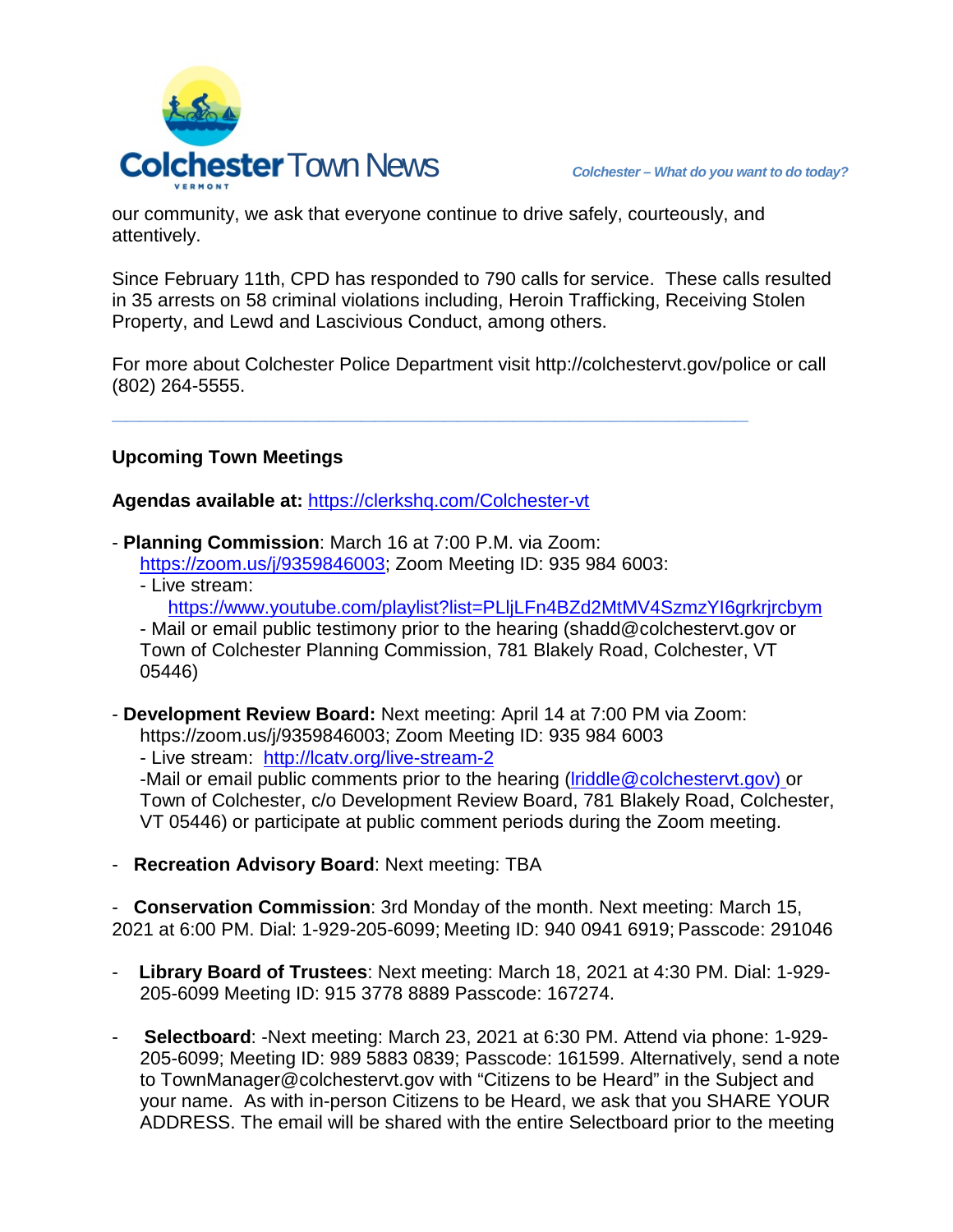our community, we ask that everyone continue to drive safely, courteously, and attentively.

Since February 11th, CPD has responded to 790 calls for service. These calls resulted in 35 arrests on 58 criminal violations including, Heroin Trafficking, Receiving Stolen Property, and Lewd and Lascivious Conduct, among others.

For more about Colchester Police Department visit http://colchestervt.gov/police or call (802) 264-5555.

---

**Upcoming Town Meetings**

**Agendas available at:** https://clerkshq.com/Colchester-vt

- **Planning Commission**: March 16 at 7:00 P.M. via Zoom: https://zoom.us/j/9359846003; Zoom Meeting ID: 935 984 6003:
  - Live stream: https://www.youtube.com/playlist?list=PLljLFn4BZd2MtMV4SzmzYI6grkrjrcbym
  - Mail or email public testimony prior to the hearing (shadd@colchestervt.gov or Town of Colchester Planning Commission, 781 Blakely Road, Colchester, VT 05446)

- **Development Review Board:** Next meeting: April 14 at 7:00 PM via Zoom: https://zoom.us/j/9359846003; Zoom Meeting ID: 935 984 6003
  - Live stream: http://lcatv.org/live-stream-2
  - Mail or email public comments prior to the hearing (lriddle@colchestervt.gov) or Town of Colchester, c/o Development Review Board, 781 Blakely Road, Colchester, VT 05446) or participate at public comment periods during the Zoom meeting.

- **Recreation Advisory Board**: Next meeting: TBA

- **Conservation Commission**: 3rd Monday of the month. Next meeting: March 15, 2021 at 6:00 PM. Dial: 1-929-205-6099; Meeting ID: 940 0941 6919; Passcode: 291046

- **Library Board of Trustees**: Next meeting: March 18, 2021 at 4:30 PM. Dial: 1-929-205-6099 Meeting ID: 915 3778 8889 Passcode: 167274.

- **Selectboard**: -Next meeting: March 23, 2021 at 6:30 PM. Attend via phone: 1-929-205-6099; Meeting ID: 989 5883 0839; Passcode: 161599. Alternatively, send a note to TownManager@colchestervt.gov with "Citizens to be Heard" in the Subject and your name. As with in-person Citizens to be Heard, we ask that you SHARE YOUR ADDRESS. The email will be shared with the entire Selectboard prior to the meeting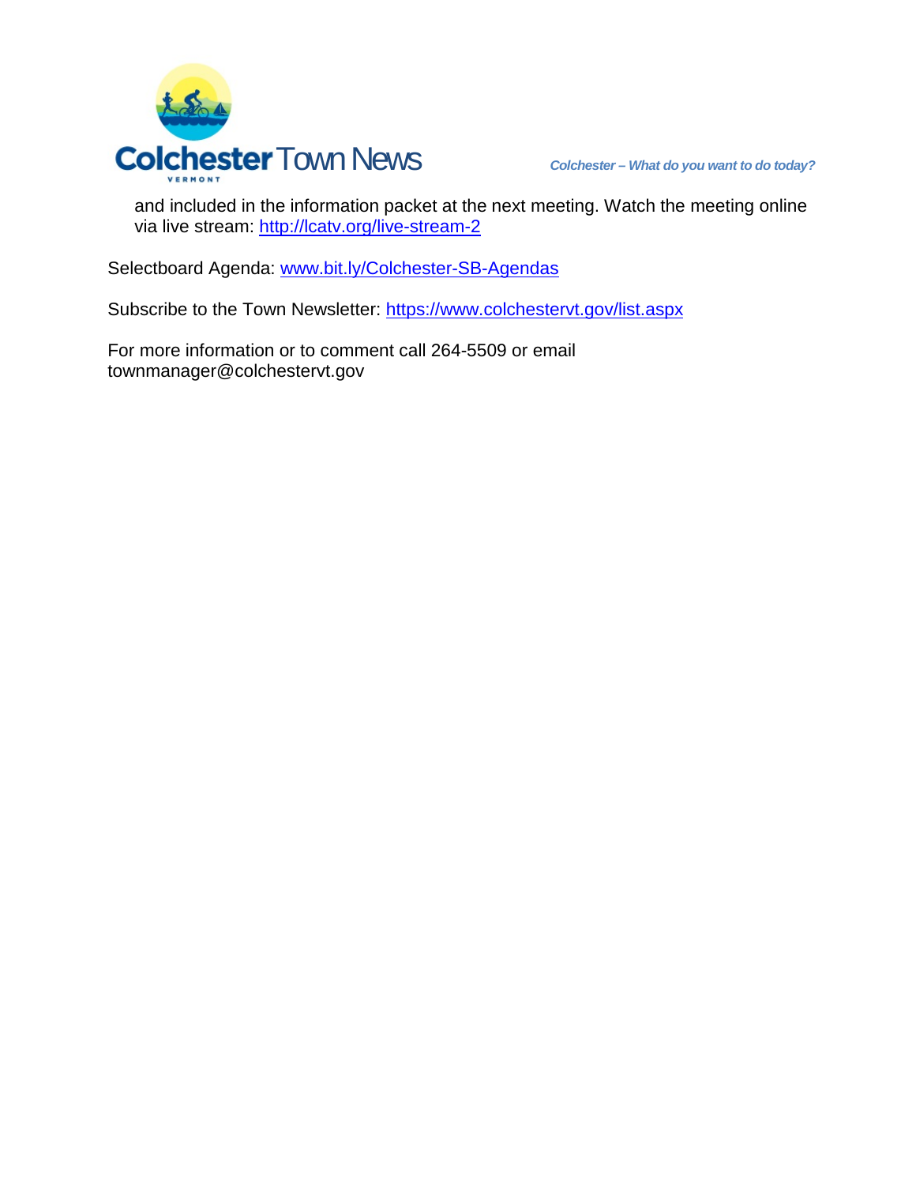and included in the information packet at the next meeting. Watch the meeting online via live stream: http://lcatv.org/live-stream-2

Selectboard Agenda: www.bit.ly/Colchester-SB-Agendas

Subscribe to the Town Newsletter: https://www.colchestervt.gov/list.aspx

For more information or to comment call 264-5509 or email townmanager@colchestervt.gov